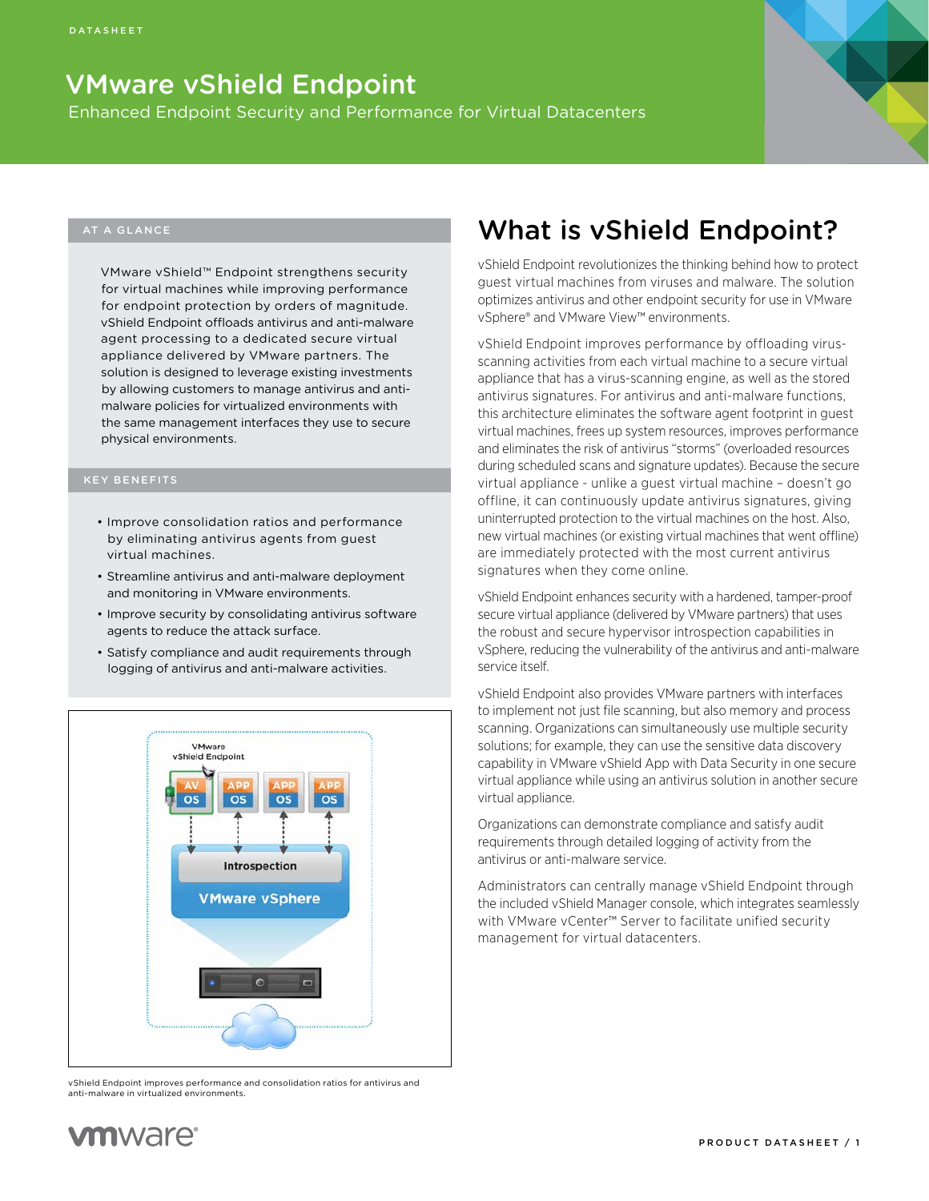DATASHEET

# VMware vShield Endpoint

Enhanced Endpoint Security and Performance for Virtual Datacenters

## AT A GLANCE

VMware vShield™ Endpoint strengthens security for virtual machines while improving performance for endpoint protection by orders of magnitude. vShield Endpoint offloads antivirus and anti-malware agent processing to a dedicated secure virtual appliance delivered by VMware partners. The solution is designed to leverage existing investments by allowing customers to manage antivirus and anti-malware policies for virtualized environments with the same management interfaces they use to secure physical environments.

## KEY BENEFITS

- Improve consolidation ratios and performance by eliminating antivirus agents from guest virtual machines.
- Streamline antivirus and anti-malware deployment and monitoring in VMware environments.
- Improve security by consolidating antivirus software agents to reduce the attack surface.
- Satisfy compliance and audit requirements through logging of antivirus and anti-malware activities.

vShield Endpoint improves performance and consolidation ratios for antivirus and anti-malware in virtualized environments.

# What is vShield Endpoint?

vShield Endpoint revolutionizes the thinking behind how to protect guest virtual machines from viruses and malware. The solution optimizes antivirus and other endpoint security for use in VMware vSphere® and VMware View™ environments.

vShield Endpoint improves performance by offloading virus-scanning activities from each virtual machine to a secure virtual appliance that has a virus-scanning engine, as well as the stored antivirus signatures. For antivirus and anti-malware functions, this architecture eliminates the software agent footprint in guest virtual machines, frees up system resources, improves performance and eliminates the risk of antivirus "storms" (overloaded resources during scheduled scans and signature updates). Because the secure virtual appliance - unlike a guest virtual machine – doesn't go offline, it can continuously update antivirus signatures, giving uninterrupted protection to the virtual machines on the host. Also, new virtual machines (or existing virtual machines that went offline) are immediately protected with the most current antivirus signatures when they come online.

vShield Endpoint enhances security with a hardened, tamper-proof secure virtual appliance (delivered by VMware partners) that uses the robust and secure hypervisor introspection capabilities in vSphere, reducing the vulnerability of the antivirus and anti-malware service itself.

vShield Endpoint also provides VMware partners with interfaces to implement not just file scanning, but also memory and process scanning. Organizations can simultaneously use multiple security solutions; for example, they can use the sensitive data discovery capability in VMware vShield App with Data Security in one secure virtual appliance while using an antivirus solution in another secure virtual appliance.

Organizations can demonstrate compliance and satisfy audit requirements through detailed logging of activity from the antivirus or anti-malware service.

Administrators can centrally manage vShield Endpoint through the included vShield Manager console, which integrates seamlessly with VMware vCenter™ Server to facilitate unified security management for virtual datacenters.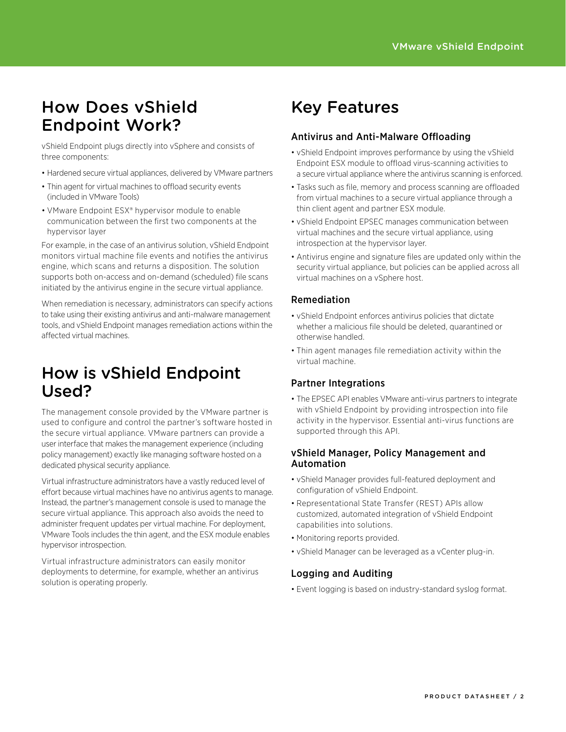## How Does vShield Endpoint Work?

vShield Endpoint plugs directly into vSphere and consists of three components:

- Hardened secure virtual appliances, delivered by VMware partners
- Thin agent for virtual machines to offload security events (included in VMware Tools)
- VMware Endpoint ESX® hypervisor module to enable communication between the first two components at the hypervisor layer

For example, in the case of an antivirus solution, vShield Endpoint monitors virtual machine file events and notifies the antivirus engine, which scans and returns a disposition. The solution supports both on-access and on-demand (scheduled) file scans initiated by the antivirus engine in the secure virtual appliance.

When remediation is necessary, administrators can specify actions to take using their existing antivirus and anti-malware management tools, and vShield Endpoint manages remediation actions within the affected virtual machines.

## How is vShield Endpoint Used?

The management console provided by the VMware partner is used to configure and control the partner's software hosted in the secure virtual appliance. VMware partners can provide a user interface that makes the management experience (including policy management) exactly like managing software hosted on a dedicated physical security appliance.

Virtual infrastructure administrators have a vastly reduced level of effort because virtual machines have no antivirus agents to manage. Instead, the partner's management console is used to manage the secure virtual appliance. This approach also avoids the need to administer frequent updates per virtual machine. For deployment, VMware Tools includes the thin agent, and the ESX module enables hypervisor introspection.

Virtual infrastructure administrators can easily monitor deployments to determine, for example, whether an antivirus solution is operating properly.

## Key Features

### Antivirus and Anti-Malware Offloading

- vShield Endpoint improves performance by using the vShield Endpoint ESX module to offload virus-scanning activities to a secure virtual appliance where the antivirus scanning is enforced.
- Tasks such as file, memory and process scanning are offloaded from virtual machines to a secure virtual appliance through a thin client agent and partner ESX module.
- vShield Endpoint EPSEC manages communication between virtual machines and the secure virtual appliance, using introspection at the hypervisor layer.
- Antivirus engine and signature files are updated only within the security virtual appliance, but policies can be applied across all virtual machines on a vSphere host.

### Remediation

- vShield Endpoint enforces antivirus policies that dictate whether a malicious file should be deleted, quarantined or otherwise handled.
- Thin agent manages file remediation activity within the virtual machine.

### Partner Integrations

- The EPSEC API enables VMware anti-virus partners to integrate with vShield Endpoint by providing introspection into file activity in the hypervisor. Essential anti-virus functions are supported through this API.

### vShield Manager, Policy Management and Automation

- vShield Manager provides full-featured deployment and configuration of vShield Endpoint.
- Representational State Transfer (REST) APIs allow customized, automated integration of vShield Endpoint capabilities into solutions.
- Monitoring reports provided.
- vShield Manager can be leveraged as a vCenter plug-in.

### Logging and Auditing

- Event logging is based on industry-standard syslog format.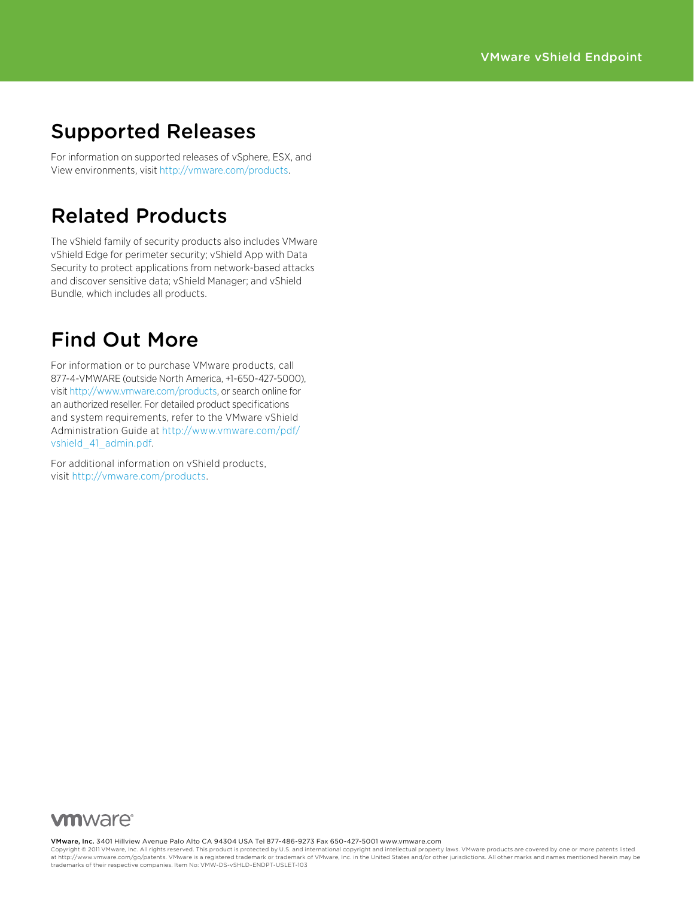## Supported Releases

For information on supported releases of vSphere, ESX, and View environments, visit http://vmware.com/products.

## Related Products

The vShield family of security products also includes VMware vShield Edge for perimeter security; vShield App with Data Security to protect applications from network-based attacks and discover sensitive data; vShield Manager; and vShield Bundle, which includes all products.

## Find Out More

For information or to purchase VMware products, call 877-4-VMWARE (outside North America, +1-650-427-5000), visit http://www.vmware.com/products, or search online for an authorized reseller. For detailed product specifications and system requirements, refer to the VMware vShield Administration Guide at http://www.vmware.com/pdf/vshield_41_admin.pdf.

For additional information on vShield products, visit http://vmware.com/products.

**VMware, Inc.** 3401 Hillview Avenue Palo Alto CA 94304 USA Tel 877-486-9273 Fax 650-427-5001 www.vmware.com
Copyright © 2011 VMware, Inc. All rights reserved. This product is protected by U.S. and international copyright and intellectual property laws. VMware products are covered by one or more patents listed at http://www.vmware.com/go/patents. VMware is a registered trademark or trademark of VMware, Inc. in the United States and/or other jurisdictions. All other marks and names mentioned herein may be trademarks of their respective companies. Item No: VMW-DS-vSHLD-ENDPT-USLET-103